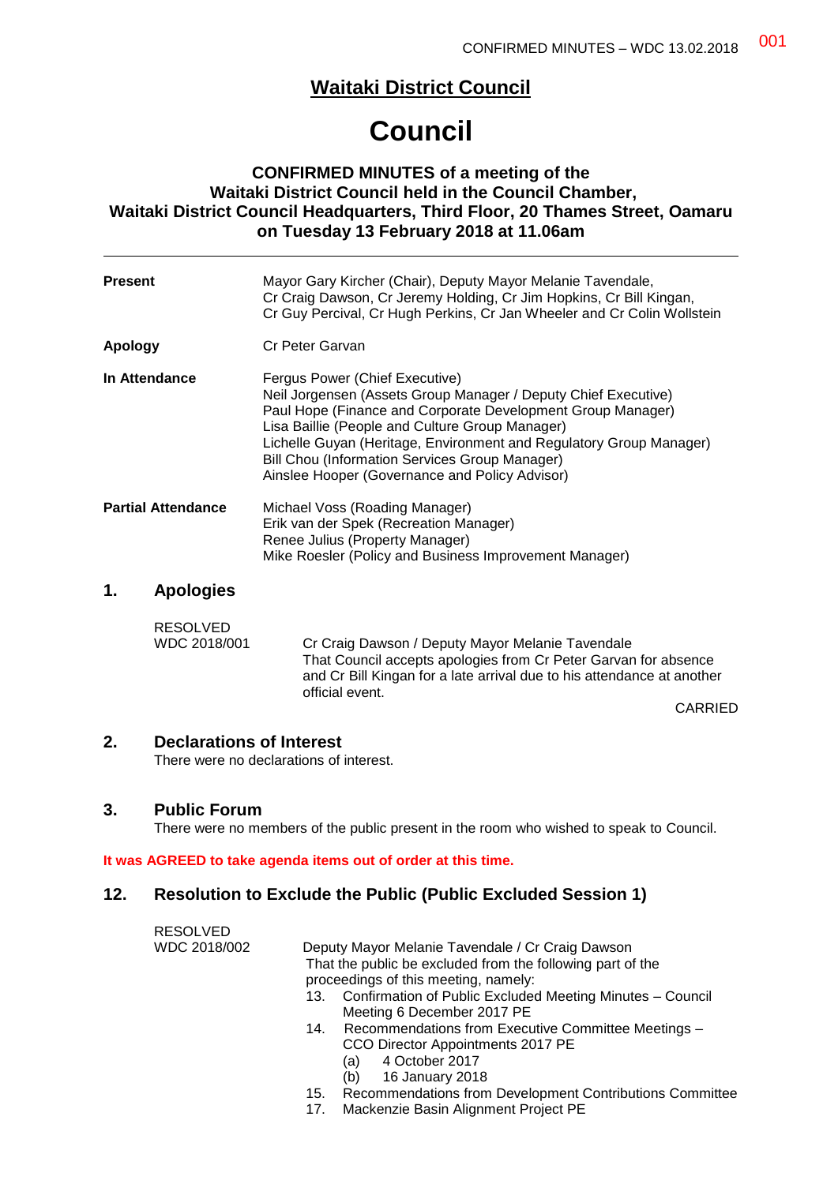# Waitaki District Council

# Council

### CONFIRMED MINUTES of a meeting of the Waitaki District Council held in the Council Chamber, Waitaki District Council Headquarters, Third Floor, 20 Thames Street, Oamaru on Tuesday 13 February 2018 at 11.06am

---

**Present**
Mayor Gary Kircher (Chair), Deputy Mayor Melanie Tavendale, Cr Craig Dawson, Cr Jeremy Holding, Cr Jim Hopkins, Cr Bill Kingan, Cr Guy Percival, Cr Hugh Perkins, Cr Jan Wheeler and Cr Colin Wollstein

**Apology**
Cr Peter Garvan

**In Attendance**
Fergus Power (Chief Executive)
Neil Jorgensen (Assets Group Manager / Deputy Chief Executive)
Paul Hope (Finance and Corporate Development Group Manager)
Lisa Baillie (People and Culture Group Manager)
Lichelle Guyan (Heritage, Environment and Regulatory Group Manager)
Bill Chou (Information Services Group Manager)
Ainslee Hooper (Governance and Policy Advisor)

**Partial Attendance**
Michael Voss (Roading Manager)
Erik van der Spek (Recreation Manager)
Renee Julius (Property Manager)
Mike Roesler (Policy and Business Improvement Manager)

## 1. Apologies

RESOLVED
WDC 2018/001

Cr Craig Dawson / Deputy Mayor Melanie Tavendale
That Council accepts apologies from Cr Peter Garvan for absence and Cr Bill Kingan for a late arrival due to his attendance at another official event.

CARRIED

## 2. Declarations of Interest

There were no declarations of interest.

## 3. Public Forum

There were no members of the public present in the room who wished to speak to Council.

**It was AGREED to take agenda items out of order at this time.**

## 12. Resolution to Exclude the Public (Public Excluded Session 1)

RESOLVED
WDC 2018/002

Deputy Mayor Melanie Tavendale / Cr Craig Dawson
That the public be excluded from the following part of the proceedings of this meeting, namely:

13. Confirmation of Public Excluded Meeting Minutes – Council Meeting 6 December 2017 PE
14. Recommendations from Executive Committee Meetings – CCO Director Appointments 2017 PE
    (a) 4 October 2017
    (b) 16 January 2018
15. Recommendations from Development Contributions Committee
17. Mackenzie Basin Alignment Project PE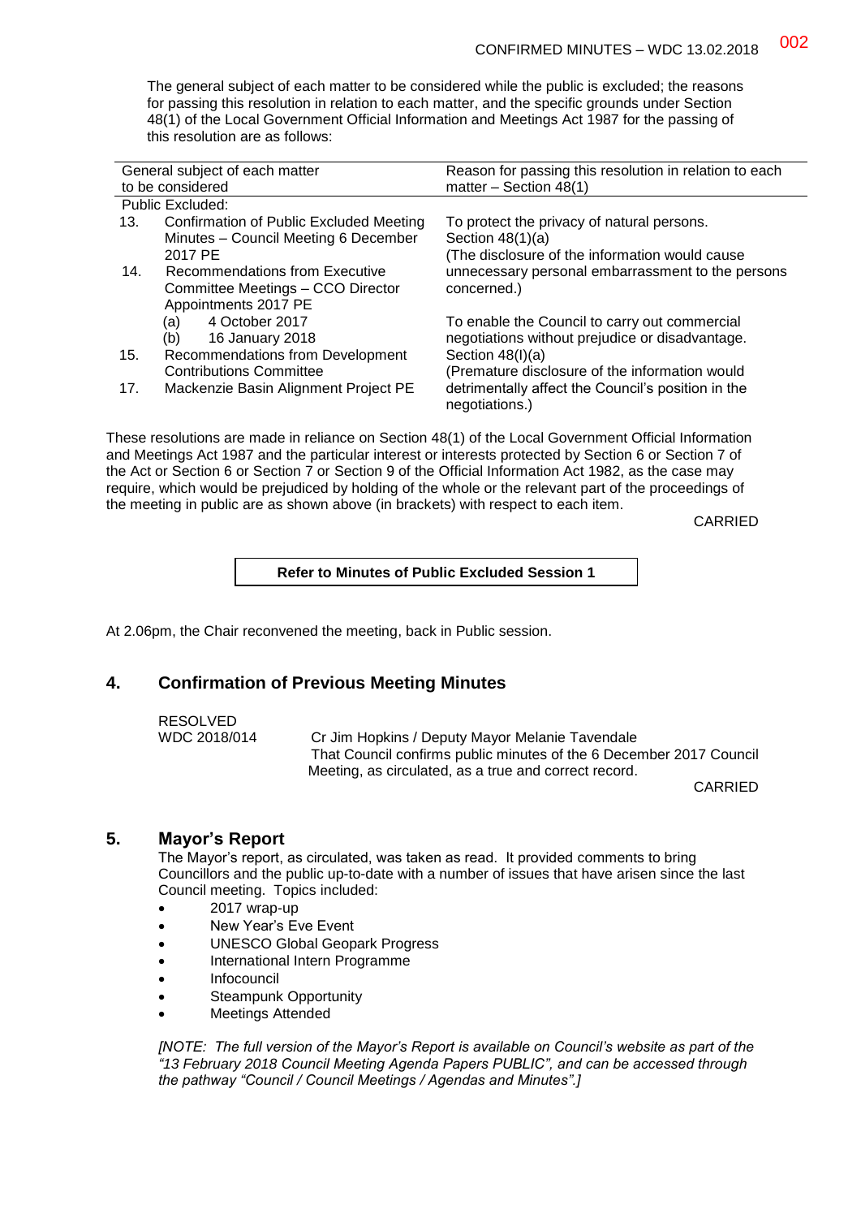The general subject of each matter to be considered while the public is excluded; the reasons for passing this resolution in relation to each matter, and the specific grounds under Section 48(1) of the Local Government Official Information and Meetings Act 1987 for the passing of this resolution are as follows:

| General subject of each matter to be considered | Reason for passing this resolution in relation to each matter – Section 48(1) |
|---|---|
| Public Excluded: | |
| 13. Confirmation of Public Excluded Meeting Minutes – Council Meeting 6 December 2017 PE | To protect the privacy of natural persons. Section 48(1)(a) (The disclosure of the information would cause unnecessary personal embarrassment to the persons concerned.) |
| 14. Recommendations from Executive Committee Meetings – CCO Director Appointments 2017 PE (a) 4 October 2017 (b) 16 January 2018 | |
| 15. Recommendations from Development Contributions Committee | To enable the Council to carry out commercial negotiations without prejudice or disadvantage. Section 48(I)(a) (Premature disclosure of the information would detrimentally affect the Council's position in the negotiations.) |
| 17. Mackenzie Basin Alignment Project PE | |

These resolutions are made in reliance on Section 48(1) of the Local Government Official Information and Meetings Act 1987 and the particular interest or interests protected by Section 6 or Section 7 of the Act or Section 6 or Section 7 or Section 9 of the Official Information Act 1982, as the case may require, which would be prejudiced by holding of the whole or the relevant part of the proceedings of the meeting in public are as shown above (in brackets) with respect to each item.

CARRIED

**Refer to Minutes of Public Excluded Session 1**

At 2.06pm, the Chair reconvened the meeting, back in Public session.

## 4. Confirmation of Previous Meeting Minutes

RESOLVED
WDC 2018/014 — Cr Jim Hopkins / Deputy Mayor Melanie Tavendale
That Council confirms public minutes of the 6 December 2017 Council Meeting, as circulated, as a true and correct record.

CARRIED

## 5. Mayor's Report

The Mayor's report, as circulated, was taken as read. It provided comments to bring Councillors and the public up-to-date with a number of issues that have arisen since the last Council meeting. Topics included:

- 2017 wrap-up
- New Year's Eve Event
- UNESCO Global Geopark Progress
- International Intern Programme
- Infocouncil
- Steampunk Opportunity
- Meetings Attended

*[NOTE: The full version of the Mayor's Report is available on Council's website as part of the "13 February 2018 Council Meeting Agenda Papers PUBLIC", and can be accessed through the pathway "Council / Council Meetings / Agendas and Minutes".]*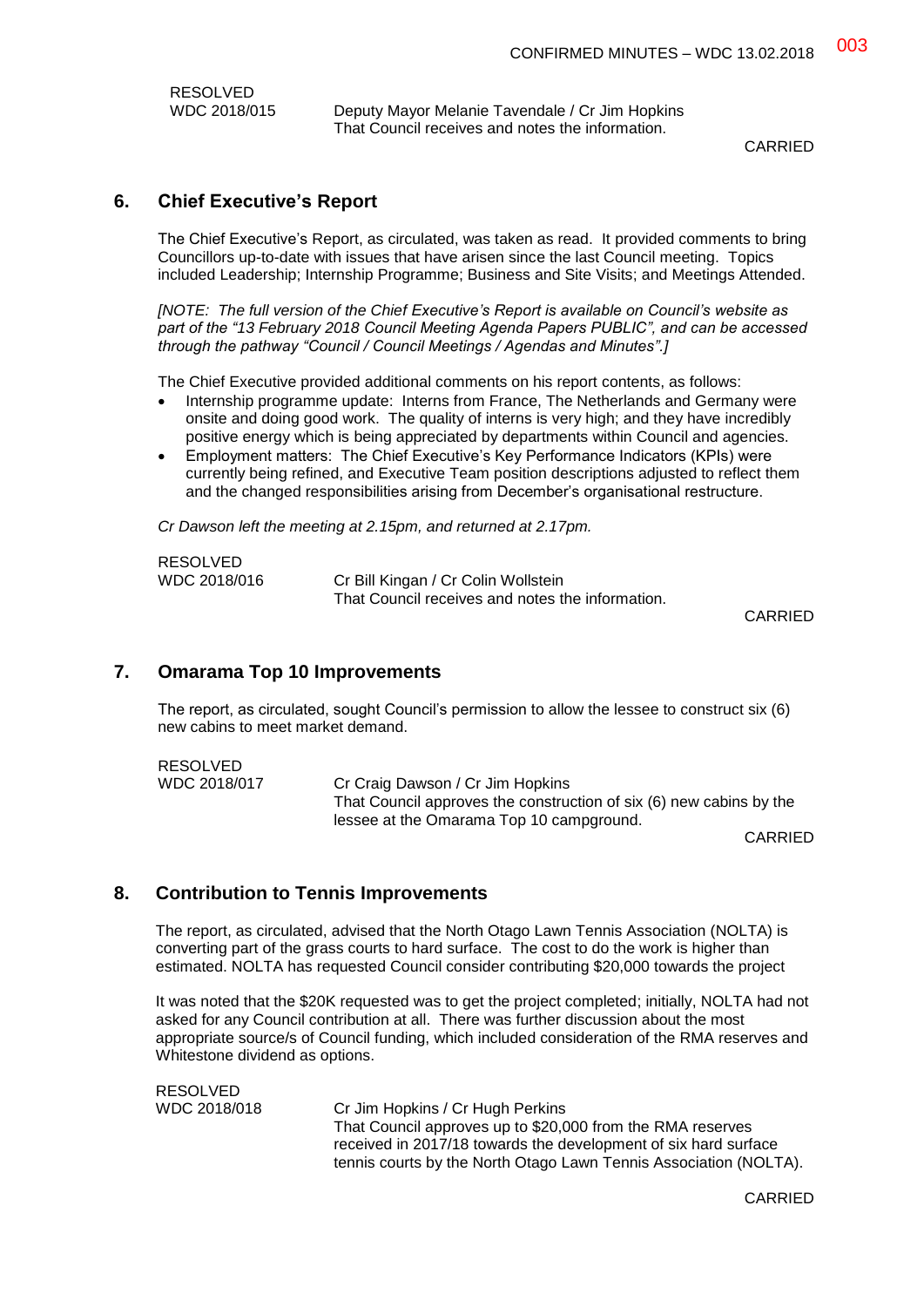RESOLVED
WDC 2018/015 Deputy Mayor Melanie Tavendale / Cr Jim Hopkins
That Council receives and notes the information.

CARRIED

## 6. Chief Executive's Report

The Chief Executive's Report, as circulated, was taken as read. It provided comments to bring Councillors up-to-date with issues that have arisen since the last Council meeting. Topics included Leadership; Internship Programme; Business and Site Visits; and Meetings Attended.

*[NOTE: The full version of the Chief Executive's Report is available on Council's website as part of the "13 February 2018 Council Meeting Agenda Papers PUBLIC", and can be accessed through the pathway "Council / Council Meetings / Agendas and Minutes".]*

The Chief Executive provided additional comments on his report contents, as follows:

- Internship programme update: Interns from France, The Netherlands and Germany were onsite and doing good work. The quality of interns is very high; and they have incredibly positive energy which is being appreciated by departments within Council and agencies.
- Employment matters: The Chief Executive's Key Performance Indicators (KPIs) were currently being refined, and Executive Team position descriptions adjusted to reflect them and the changed responsibilities arising from December's organisational restructure.

*Cr Dawson left the meeting at 2.15pm, and returned at 2.17pm.*

RESOLVED
WDC 2018/016 Cr Bill Kingan / Cr Colin Wollstein
That Council receives and notes the information.

CARRIED

## 7. Omarama Top 10 Improvements

The report, as circulated, sought Council's permission to allow the lessee to construct six (6) new cabins to meet market demand.

RESOLVED
WDC 2018/017 Cr Craig Dawson / Cr Jim Hopkins
That Council approves the construction of six (6) new cabins by the lessee at the Omarama Top 10 campground.

CARRIED

## 8. Contribution to Tennis Improvements

The report, as circulated, advised that the North Otago Lawn Tennis Association (NOLTA) is converting part of the grass courts to hard surface. The cost to do the work is higher than estimated. NOLTA has requested Council consider contributing $20,000 towards the project

It was noted that the $20K requested was to get the project completed; initially, NOLTA had not asked for any Council contribution at all. There was further discussion about the most appropriate source/s of Council funding, which included consideration of the RMA reserves and Whitestone dividend as options.

RESOLVED
WDC 2018/018 Cr Jim Hopkins / Cr Hugh Perkins
That Council approves up to $20,000 from the RMA reserves received in 2017/18 towards the development of six hard surface tennis courts by the North Otago Lawn Tennis Association (NOLTA).

CARRIED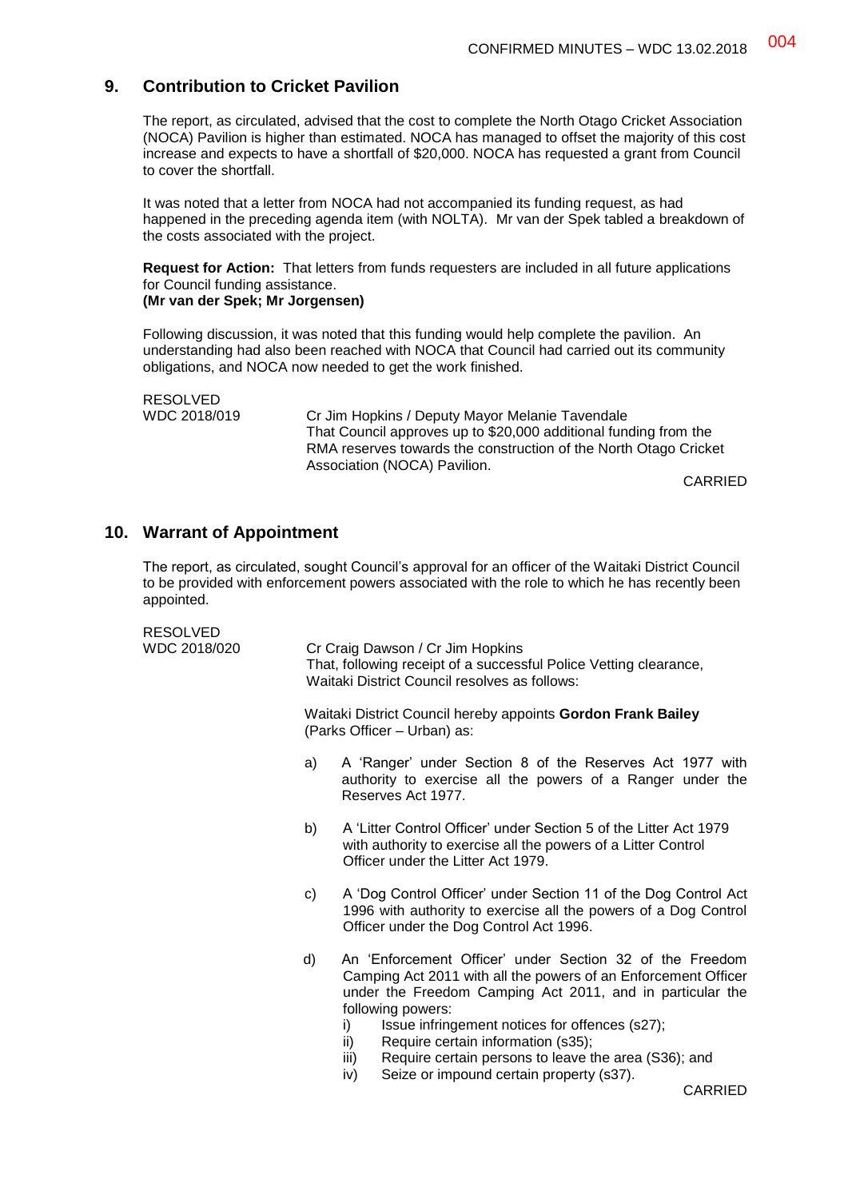## 9. Contribution to Cricket Pavilion

The report, as circulated, advised that the cost to complete the North Otago Cricket Association (NOCA) Pavilion is higher than estimated. NOCA has managed to offset the majority of this cost increase and expects to have a shortfall of $20,000. NOCA has requested a grant from Council to cover the shortfall.

It was noted that a letter from NOCA had not accompanied its funding request, as had happened in the preceding agenda item (with NOLTA). Mr van der Spek tabled a breakdown of the costs associated with the project.

**Request for Action:** That letters from funds requesters are included in all future applications for Council funding assistance.
**(Mr van der Spek; Mr Jorgensen)**

Following discussion, it was noted that this funding would help complete the pavilion. An understanding had also been reached with NOCA that Council had carried out its community obligations, and NOCA now needed to get the work finished.

RESOLVED
WDC 2018/019

Cr Jim Hopkins / Deputy Mayor Melanie Tavendale
That Council approves up to $20,000 additional funding from the RMA reserves towards the construction of the North Otago Cricket Association (NOCA) Pavilion.

CARRIED

## 10. Warrant of Appointment

The report, as circulated, sought Council's approval for an officer of the Waitaki District Council to be provided with enforcement powers associated with the role to which he has recently been appointed.

RESOLVED
WDC 2018/020

Cr Craig Dawson / Cr Jim Hopkins
That, following receipt of a successful Police Vetting clearance, Waitaki District Council resolves as follows:

Waitaki District Council hereby appoints **Gordon Frank Bailey** (Parks Officer – Urban) as:

a) A 'Ranger' under Section 8 of the Reserves Act 1977 with authority to exercise all the powers of a Ranger under the Reserves Act 1977.

b) A 'Litter Control Officer' under Section 5 of the Litter Act 1979 with authority to exercise all the powers of a Litter Control Officer under the Litter Act 1979.

c) A 'Dog Control Officer' under Section 11 of the Dog Control Act 1996 with authority to exercise all the powers of a Dog Control Officer under the Dog Control Act 1996.

d) An 'Enforcement Officer' under Section 32 of the Freedom Camping Act 2011 with all the powers of an Enforcement Officer under the Freedom Camping Act 2011, and in particular the following powers:
   i) Issue infringement notices for offences (s27);
   ii) Require certain information (s35);
   iii) Require certain persons to leave the area (S36); and
   iv) Seize or impound certain property (s37).

CARRIED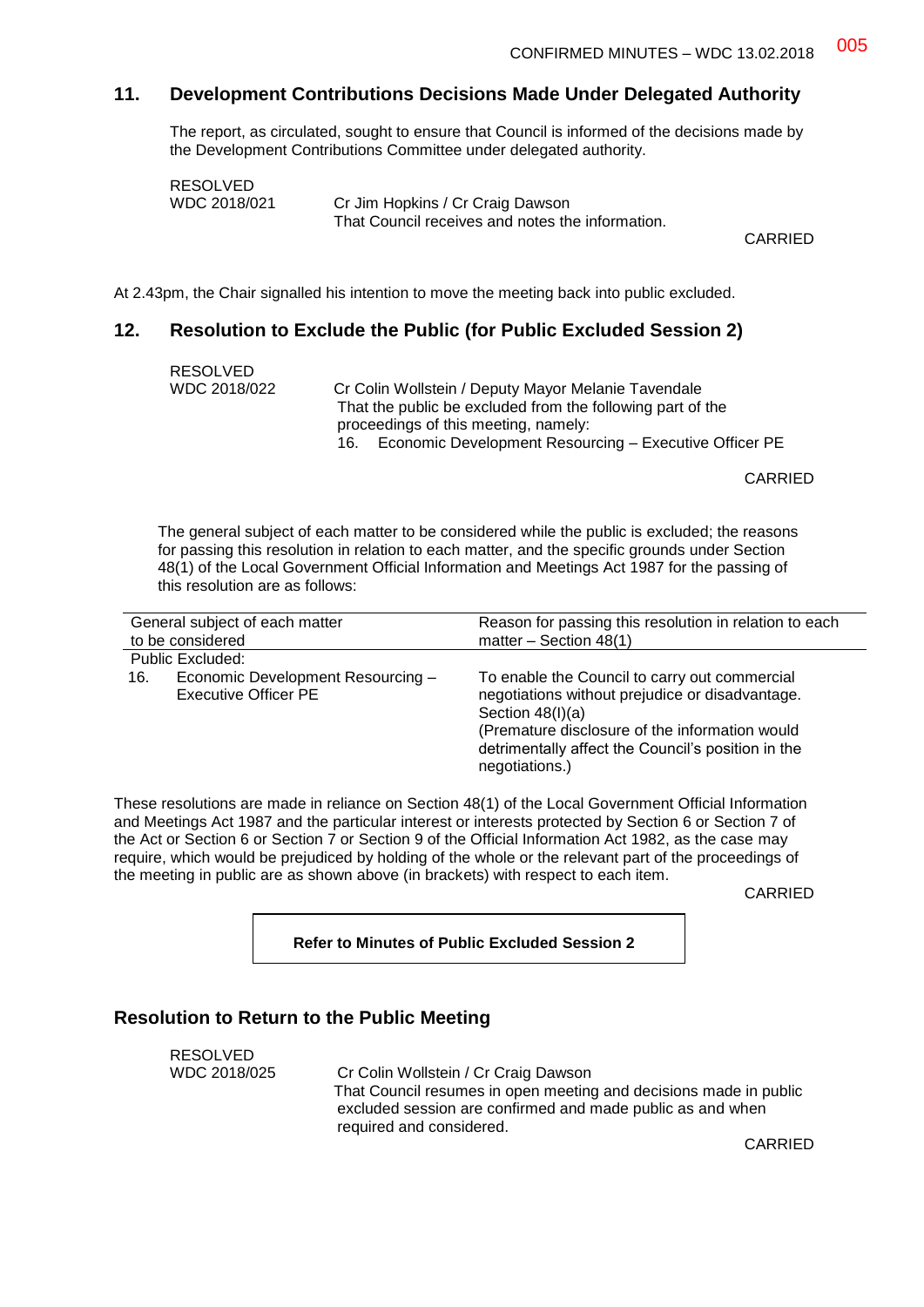## 11. Development Contributions Decisions Made Under Delegated Authority

The report, as circulated, sought to ensure that Council is informed of the decisions made by the Development Contributions Committee under delegated authority.

RESOLVED
WDC 2018/021 — Cr Jim Hopkins / Cr Craig Dawson
That Council receives and notes the information.

CARRIED

At 2.43pm, the Chair signalled his intention to move the meeting back into public excluded.

## 12. Resolution to Exclude the Public (for Public Excluded Session 2)

RESOLVED
WDC 2018/022 — Cr Colin Wollstein / Deputy Mayor Melanie Tavendale
That the public be excluded from the following part of the proceedings of this meeting, namely:
16. Economic Development Resourcing – Executive Officer PE

CARRIED

The general subject of each matter to be considered while the public is excluded; the reasons for passing this resolution in relation to each matter, and the specific grounds under Section 48(1) of the Local Government Official Information and Meetings Act 1987 for the passing of this resolution are as follows:

| General subject of each matter to be considered | Reason for passing this resolution in relation to each matter – Section 48(1) |
|---|---|
| Public Excluded: | |
| 16. Economic Development Resourcing – Executive Officer PE | To enable the Council to carry out commercial negotiations without prejudice or disadvantage. Section 48(I)(a) (Premature disclosure of the information would detrimentally affect the Council's position in the negotiations.) |

These resolutions are made in reliance on Section 48(1) of the Local Government Official Information and Meetings Act 1987 and the particular interest or interests protected by Section 6 or Section 7 of the Act or Section 6 or Section 7 or Section 9 of the Official Information Act 1982, as the case may require, which would be prejudiced by holding of the whole or the relevant part of the proceedings of the meeting in public are as shown above (in brackets) with respect to each item.

CARRIED

**Refer to Minutes of Public Excluded Session 2**

## Resolution to Return to the Public Meeting

RESOLVED
WDC 2018/025 — Cr Colin Wollstein / Cr Craig Dawson
That Council resumes in open meeting and decisions made in public excluded session are confirmed and made public as and when required and considered.

CARRIED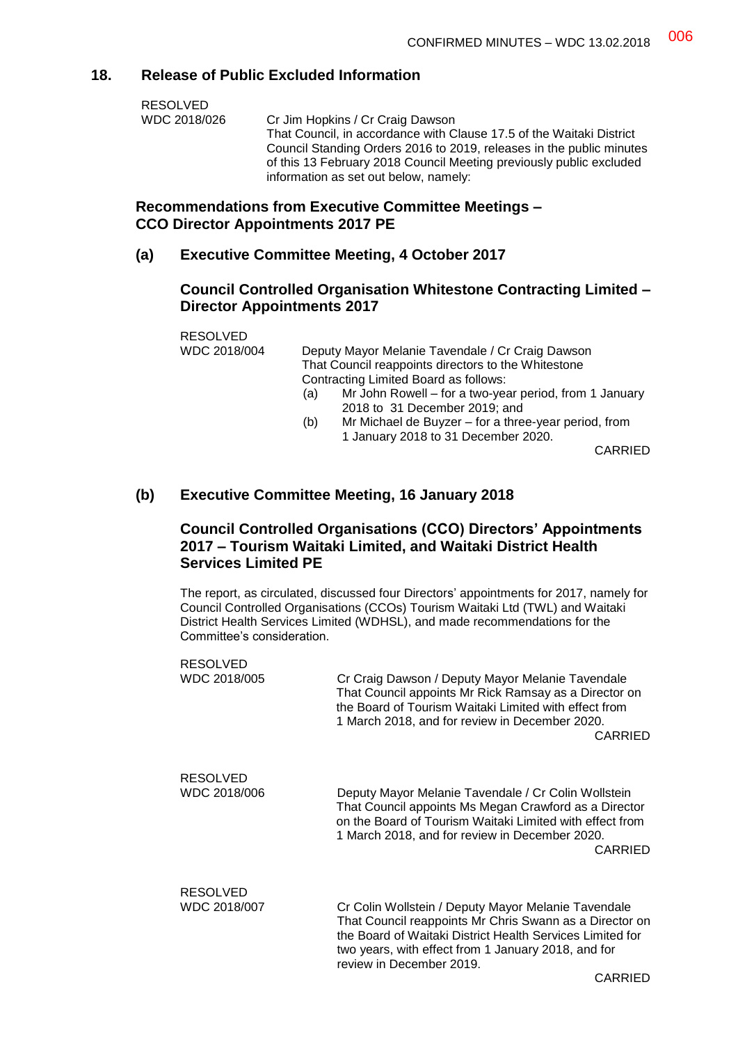## 18. Release of Public Excluded Information

RESOLVED
WDC 2018/026

Cr Jim Hopkins / Cr Craig Dawson
That Council, in accordance with Clause 17.5 of the Waitaki District Council Standing Orders 2016 to 2019, releases in the public minutes of this 13 February 2018 Council Meeting previously public excluded information as set out below, namely:

### Recommendations from Executive Committee Meetings – CCO Director Appointments 2017 PE

### (a) Executive Committee Meeting, 4 October 2017

#### Council Controlled Organisation Whitestone Contracting Limited – Director Appointments 2017

RESOLVED
WDC 2018/004

Deputy Mayor Melanie Tavendale / Cr Craig Dawson
That Council reappoints directors to the Whitestone Contracting Limited Board as follows:

(a) Mr John Rowell – for a two-year period, from 1 January 2018 to 31 December 2019; and
(b) Mr Michael de Buyzer – for a three-year period, from 1 January 2018 to 31 December 2020.

CARRIED

### (b) Executive Committee Meeting, 16 January 2018

#### Council Controlled Organisations (CCO) Directors' Appointments 2017 – Tourism Waitaki Limited, and Waitaki District Health Services Limited PE

The report, as circulated, discussed four Directors' appointments for 2017, namely for Council Controlled Organisations (CCOs) Tourism Waitaki Ltd (TWL) and Waitaki District Health Services Limited (WDHSL), and made recommendations for the Committee's consideration.

RESOLVED
WDC 2018/005

Cr Craig Dawson / Deputy Mayor Melanie Tavendale
That Council appoints Mr Rick Ramsay as a Director on the Board of Tourism Waitaki Limited with effect from 1 March 2018, and for review in December 2020.

CARRIED

RESOLVED
WDC 2018/006

Deputy Mayor Melanie Tavendale / Cr Colin Wollstein
That Council appoints Ms Megan Crawford as a Director on the Board of Tourism Waitaki Limited with effect from 1 March 2018, and for review in December 2020.

CARRIED

RESOLVED
WDC 2018/007

Cr Colin Wollstein / Deputy Mayor Melanie Tavendale
That Council reappoints Mr Chris Swann as a Director on the Board of Waitaki District Health Services Limited for two years, with effect from 1 January 2018, and for review in December 2019.

CARRIED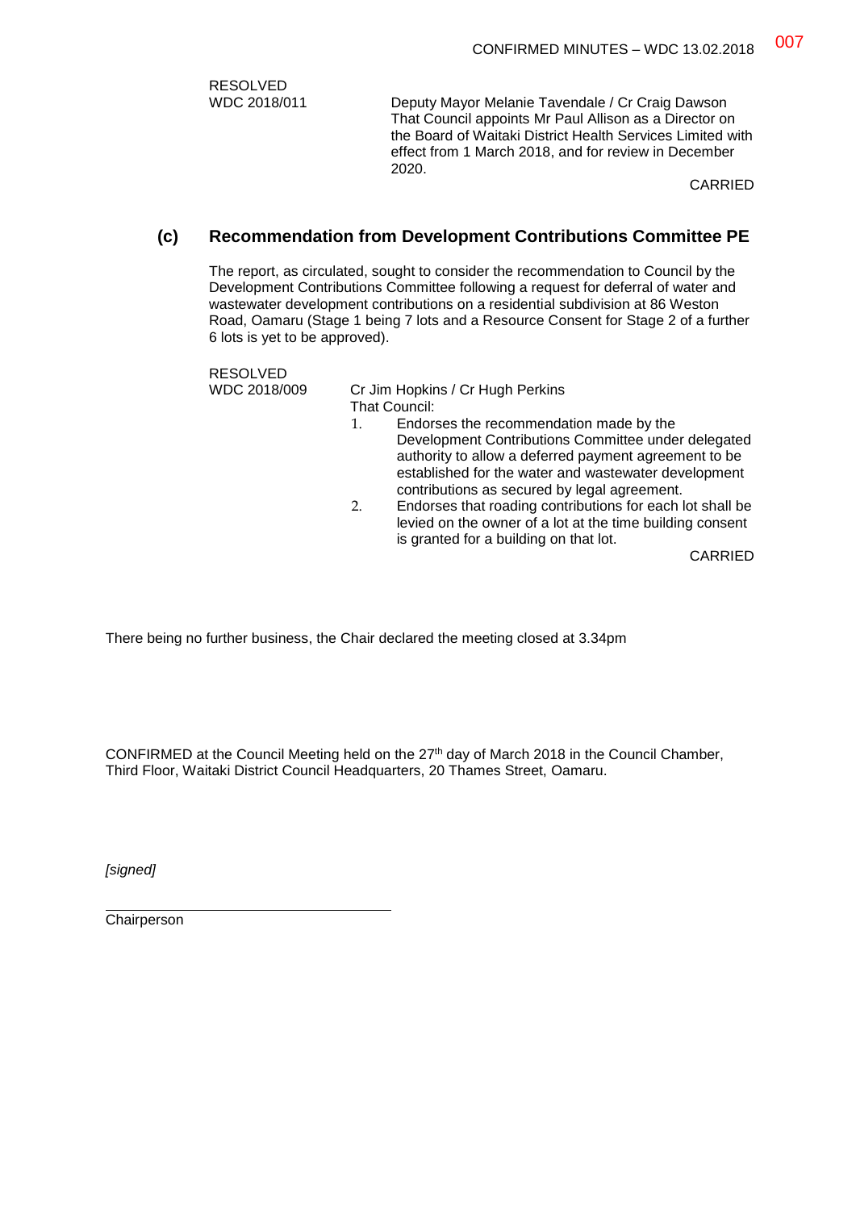RESOLVED
WDC 2018/011

Deputy Mayor Melanie Tavendale / Cr Craig Dawson
That Council appoints Mr Paul Allison as a Director on the Board of Waitaki District Health Services Limited with effect from 1 March 2018, and for review in December 2020.

CARRIED

## (c) Recommendation from Development Contributions Committee PE

The report, as circulated, sought to consider the recommendation to Council by the Development Contributions Committee following a request for deferral of water and wastewater development contributions on a residential subdivision at 86 Weston Road, Oamaru (Stage 1 being 7 lots and a Resource Consent for Stage 2 of a further 6 lots is yet to be approved).

RESOLVED
WDC 2018/009

Cr Jim Hopkins / Cr Hugh Perkins
That Council:

1. Endorses the recommendation made by the Development Contributions Committee under delegated authority to allow a deferred payment agreement to be established for the water and wastewater development contributions as secured by legal agreement.
2. Endorses that roading contributions for each lot shall be levied on the owner of a lot at the time building consent is granted for a building on that lot.

CARRIED

There being no further business, the Chair declared the meeting closed at 3.34pm

CONFIRMED at the Council Meeting held on the 27th day of March 2018 in the Council Chamber, Third Floor, Waitaki District Council Headquarters, 20 Thames Street, Oamaru.

*[signed]*

Chairperson